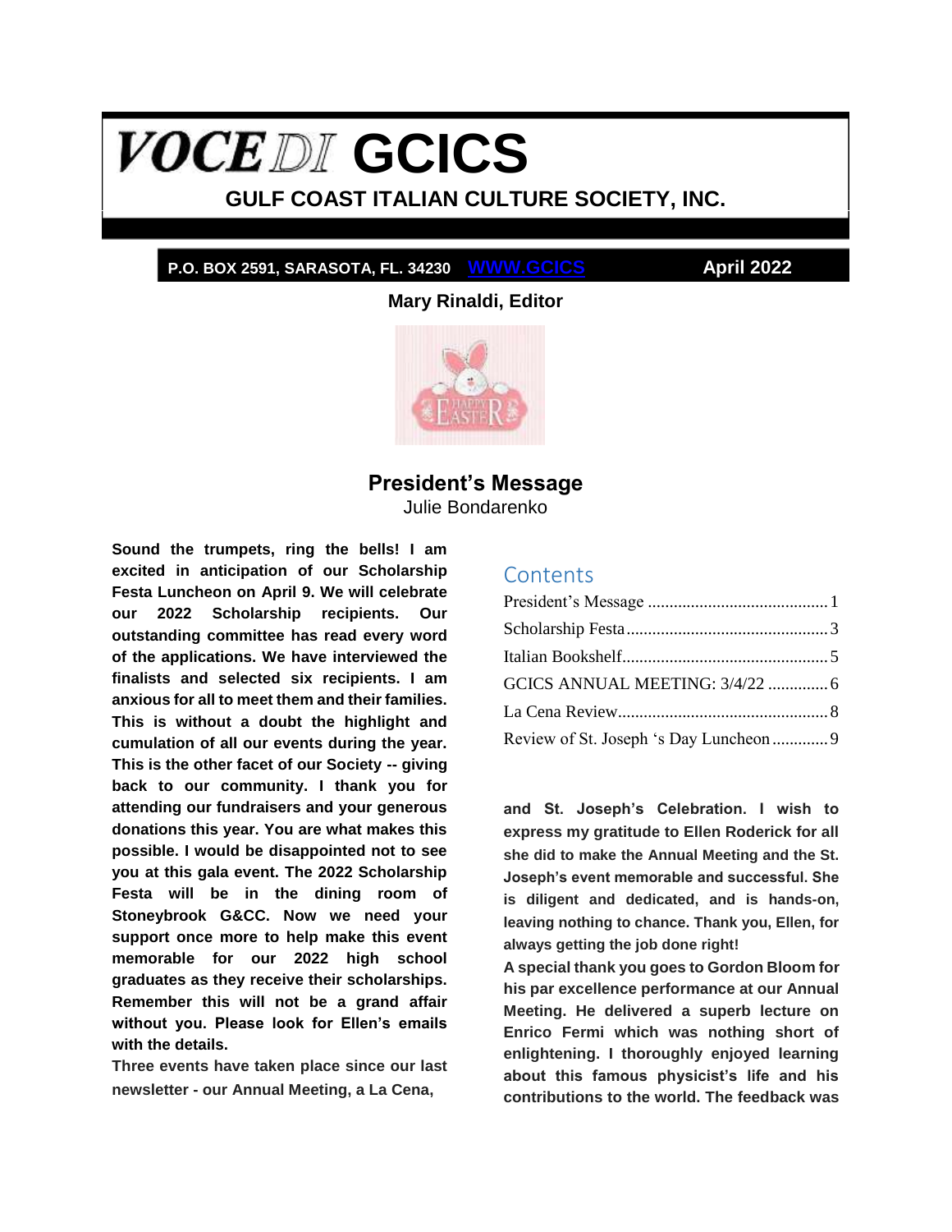# VOCE DI GCICS

## GULF COAST ITALIAN CULTURE SOCIETY, INC.

**P.O. BOX 2591, SARASOTA, FL. 34230 WWW.GCICS** **April 2022**

**Mary Rinaldi, Editor**

## President's Message

Julie Bondarenko

**Sound the trumpets, ring the bells! I am excited in anticipation of our Scholarship Festa Luncheon on April 9. We will celebrate our 2022 Scholarship recipients. Our outstanding committee has read every word of the applications. We have interviewed the finalists and selected six recipients. I am anxious for all to meet them and their families. This is without a doubt the highlight and cumulation of all our events during the year. This is the other facet of our Society -- giving back to our community. I thank you for attending our fundraisers and your generous donations this year. You are what makes this possible. I would be disappointed not to see you at this gala event. The 2022 Scholarship Festa will be in the dining room of Stoneybrook G&CC. Now we need your support once more to help make this event memorable for our 2022 high school graduates as they receive their scholarships. Remember this will not be a grand affair without you. Please look for Ellen's emails with the details.**

**Three events have taken place since our last newsletter - our Annual Meeting, a La Cena, and St. Joseph's Celebration. I wish to express my gratitude to Ellen Roderick for all she did to make the Annual Meeting and the St. Joseph's event memorable and successful. She is diligent and dedicated, and is hands-on, leaving nothing to chance. Thank you, Ellen, for always getting the job done right!**

**A special thank you goes to Gordon Bloom for his par excellence performance at our Annual Meeting. He delivered a superb lecture on Enrico Fermi which was nothing short of enlightening. I thoroughly enjoyed learning about this famous physicist's life and his contributions to the world. The feedback was**

## Contents

- President's Message .......... 1
- Scholarship Festa .......... 3
- Italian Bookshelf .......... 5
- GCICS ANNUAL MEETING: 3/4/22 .......... 6
- La Cena Review .......... 8
- Review of St. Joseph 's Day Luncheon .......... 9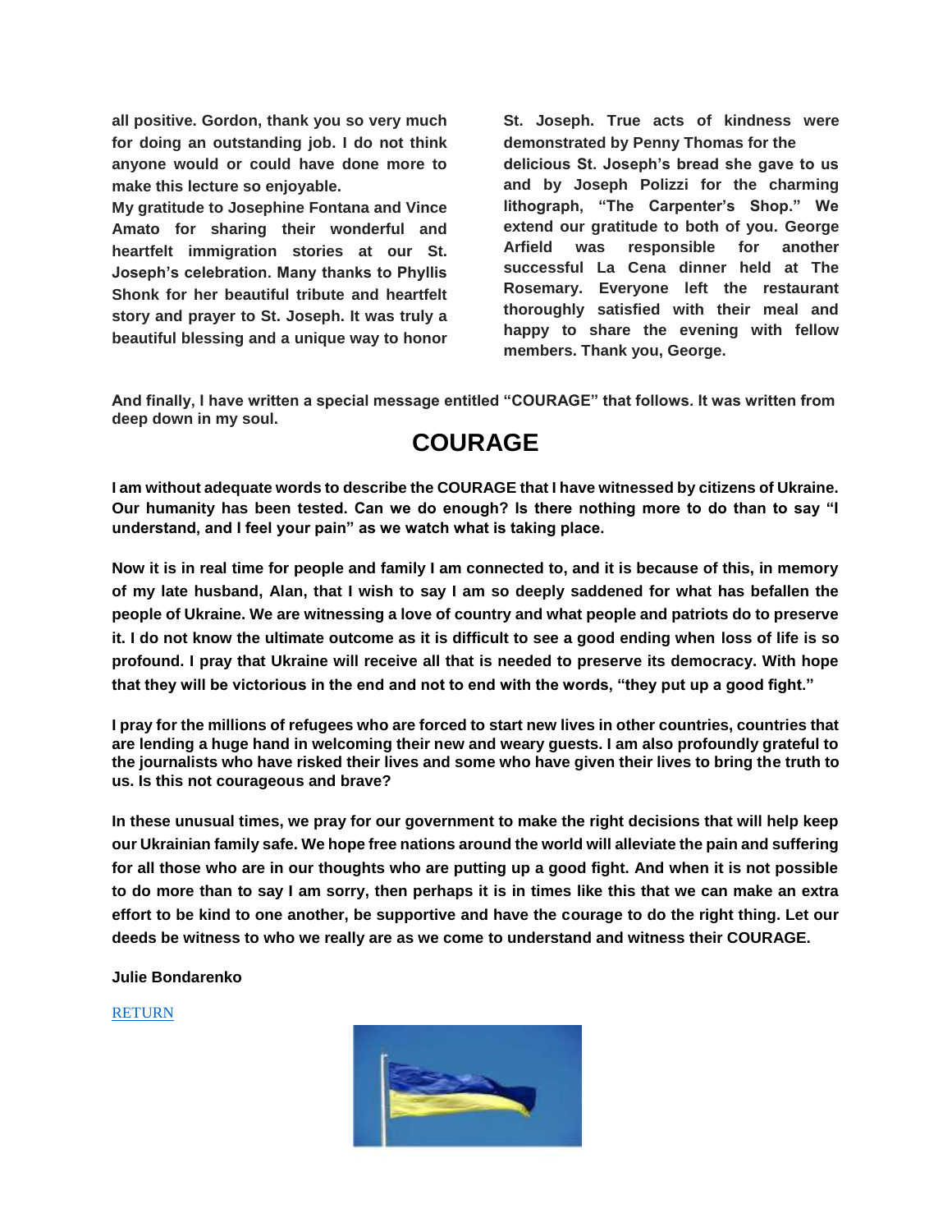**all positive. Gordon, thank you so very much for doing an outstanding job. I do not think anyone would or could have done more to make this lecture so enjoyable.**

**My gratitude to Josephine Fontana and Vince Amato for sharing their wonderful and heartfelt immigration stories at our St. Joseph's celebration. Many thanks to Phyllis Shonk for her beautiful tribute and heartfelt story and prayer to St. Joseph. It was truly a beautiful blessing and a unique way to honor St. Joseph. True acts of kindness were demonstrated by Penny Thomas for the delicious St. Joseph's bread she gave to us and by Joseph Polizzi for the charming lithograph, "The Carpenter's Shop." We extend our gratitude to both of you. George Arfield was responsible for another successful La Cena dinner held at The Rosemary. Everyone left the restaurant thoroughly satisfied with their meal and happy to share the evening with fellow members. Thank you, George.**

**And finally, I have written a special message entitled "COURAGE" that follows. It was written from deep down in my soul.**

# COURAGE

**I am without adequate words to describe the COURAGE that I have witnessed by citizens of Ukraine. Our humanity has been tested. Can we do enough? Is there nothing more to do than to say "I understand, and I feel your pain" as we watch what is taking place.**

**Now it is in real time for people and family I am connected to, and it is because of this, in memory of my late husband, Alan, that I wish to say I am so deeply saddened for what has befallen the people of Ukraine. We are witnessing a love of country and what people and patriots do to preserve it. I do not know the ultimate outcome as it is difficult to see a good ending when loss of life is so profound. I pray that Ukraine will receive all that is needed to preserve its democracy. With hope that they will be victorious in the end and not to end with the words, "they put up a good fight."**

**I pray for the millions of refugees who are forced to start new lives in other countries, countries that are lending a huge hand in welcoming their new and weary guests. I am also profoundly grateful to the journalists who have risked their lives and some who have given their lives to bring the truth to us. Is this not courageous and brave?**

**In these unusual times, we pray for our government to make the right decisions that will help keep our Ukrainian family safe. We hope free nations around the world will alleviate the pain and suffering for all those who are in our thoughts who are putting up a good fight. And when it is not possible to do more than to say I am sorry, then perhaps it is in times like this that we can make an extra effort to be kind to one another, be supportive and have the courage to do the right thing. Let our deeds be witness to who we really are as we come to understand and witness their COURAGE.**

**Julie Bondarenko**

RETURN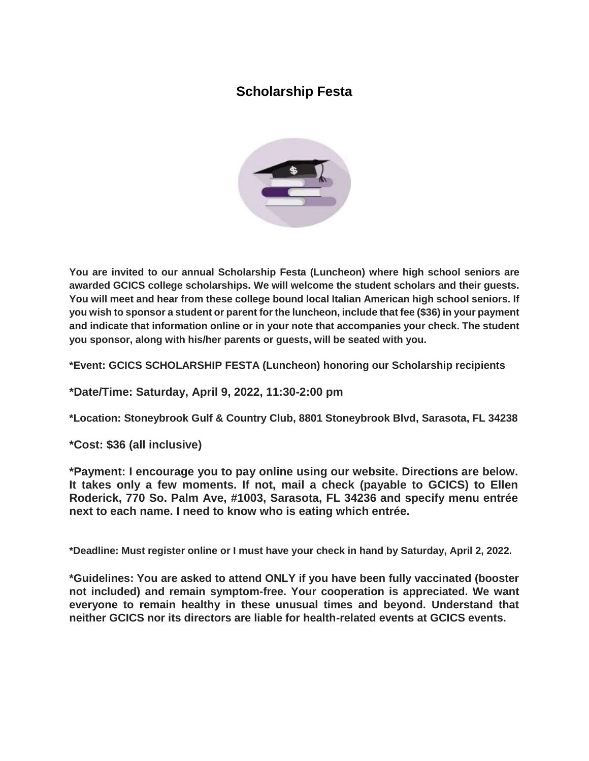# Scholarship Festa

**You are invited to our annual Scholarship Festa (Luncheon) where high school seniors are awarded GCICS college scholarships. We will welcome the student scholars and their guests. You will meet and hear from these college bound local Italian American high school seniors. If you wish to sponsor a student or parent for the luncheon, include that fee ($36) in your payment and indicate that information online or in your note that accompanies your check. The student you sponsor, along with his/her parents or guests, will be seated with you.**

**\*Event: GCICS SCHOLARSHIP FESTA (Luncheon) honoring our Scholarship recipients**

**\*Date/Time: Saturday, April 9, 2022, 11:30-2:00 pm**

**\*Location: Stoneybrook Gulf & Country Club, 8801 Stoneybrook Blvd, Sarasota, FL 34238**

**\*Cost: $36 (all inclusive)**

**\*Payment: I encourage you to pay online using our website. Directions are below. It takes only a few moments. If not, mail a check (payable to GCICS) to Ellen Roderick, 770 So. Palm Ave, #1003, Sarasota, FL 34236 and specify menu entrée next to each name. I need to know who is eating which entrée.**

**\*Deadline: Must register online or I must have your check in hand by Saturday, April 2, 2022.**

**\*Guidelines: You are asked to attend ONLY if you have been fully vaccinated (booster not included) and remain symptom-free. Your cooperation is appreciated. We want everyone to remain healthy in these unusual times and beyond. Understand that neither GCICS nor its directors are liable for health-related events at GCICS events.**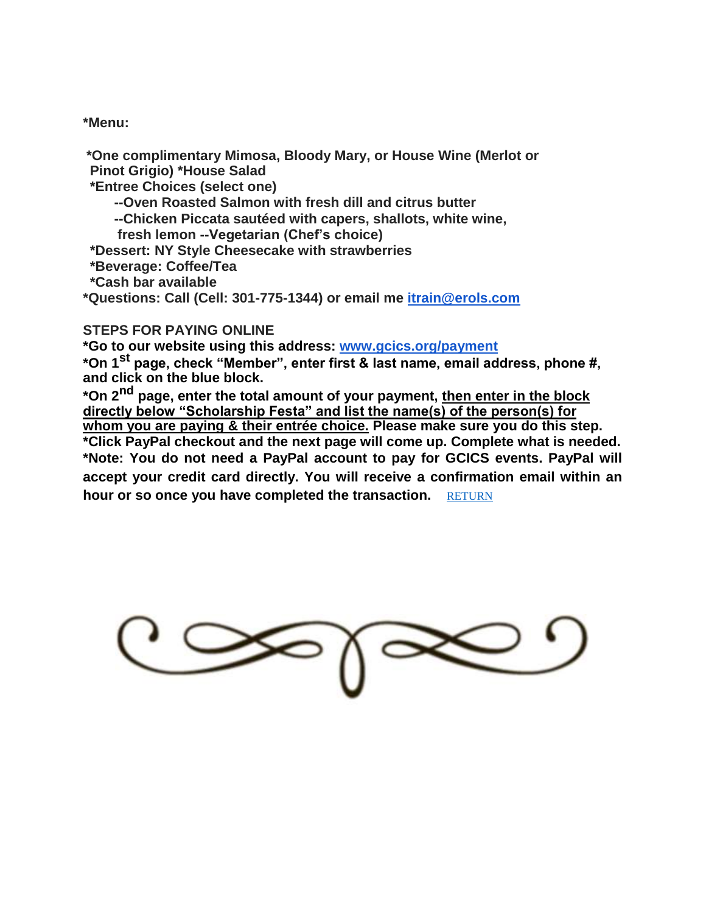**\*Menu:**

**\*One complimentary Mimosa, Bloody Mary, or House Wine (Merlot or Pinot Grigio) \*House Salad**
**\*Entree Choices (select one)**
**--Oven Roasted Salmon with fresh dill and citrus butter**
**--Chicken Piccata sautéed with capers, shallots, white wine, fresh lemon --Vegetarian (Chef's choice)**
**\*Dessert: NY Style Cheesecake with strawberries**
**\*Beverage: Coffee/Tea**
**\*Cash bar available**
**\*Questions: Call (Cell: 301-775-1344) or email me [itrain@erols.com](mailto:itrain@erols.com)**

**STEPS FOR PAYING ONLINE**

**\*Go to our website using this address: [www.gcics.org/payment](http://www.gcics.org/payment)**
**\*On 1st page, check "Member", enter first & last name, email address, phone #, and click on the blue block.**
**\*On 2nd page, enter the total amount of your payment, <u>then enter in the block directly below "Scholarship Festa" and list the name(s) of the person(s) for whom you are paying & their entrée choice.</u> Please make sure you do this step.**
**\*Click PayPal checkout and the next page will come up. Complete what is needed.**
**\*Note: You do not need a PayPal account to pay for GCICS events. PayPal will accept your credit card directly. You will receive a confirmation email within an hour or so once you have completed the transaction.** RETURN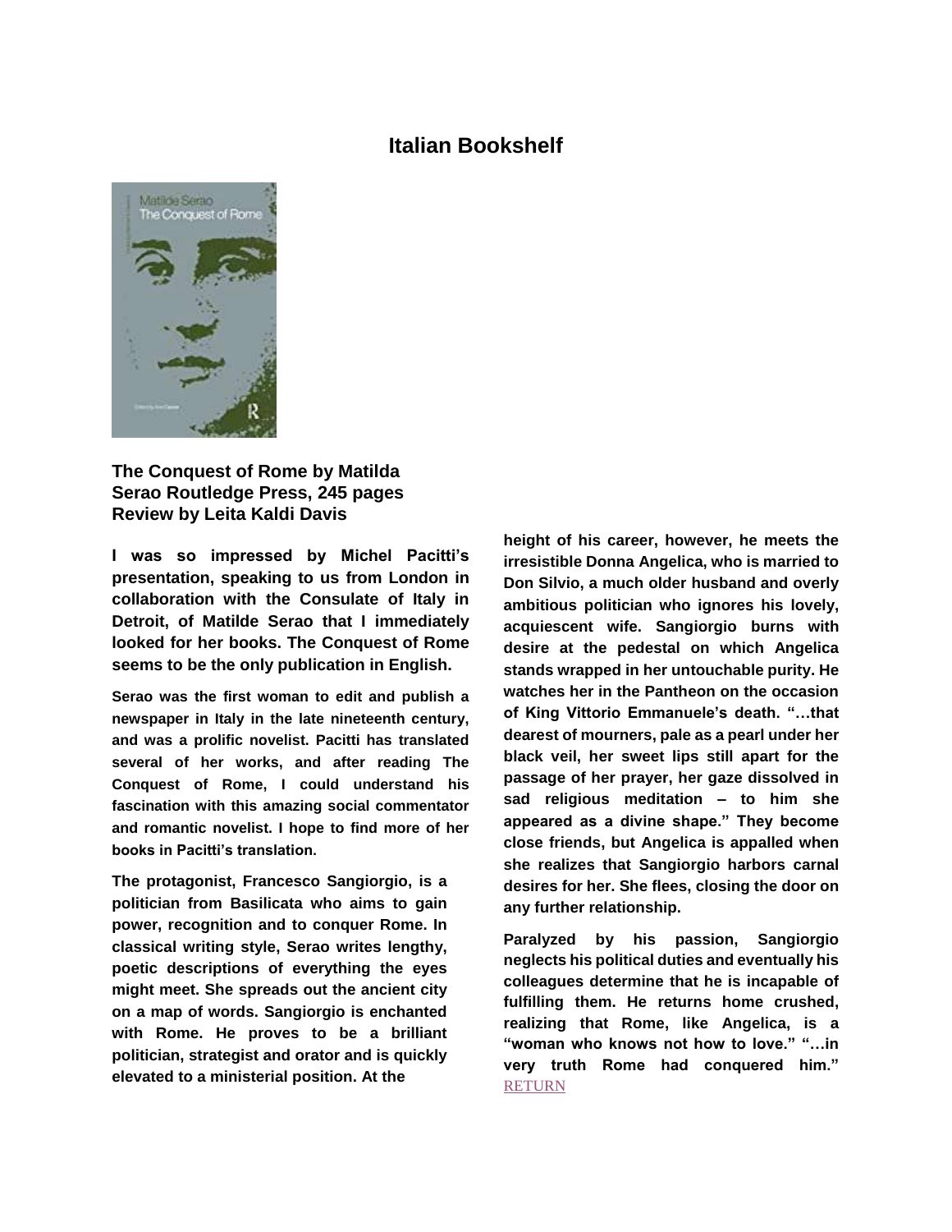# Italian Bookshelf

**The Conquest of Rome by Matilda Serao Routledge Press, 245 pages**
**Review by Leita Kaldi Davis**

**I was so impressed by Michel Pacitti's presentation, speaking to us from London in collaboration with the Consulate of Italy in Detroit, of Matilde Serao that I immediately looked for her books. The Conquest of Rome seems to be the only publication in English.**

**Serao was the first woman to edit and publish a newspaper in Italy in the late nineteenth century, and was a prolific novelist. Pacitti has translated several of her works, and after reading The Conquest of Rome, I could understand his fascination with this amazing social commentator and romantic novelist. I hope to find more of her books in Pacitti's translation.**

**The protagonist, Francesco Sangiorgio, is a politician from Basilicata who aims to gain power, recognition and to conquer Rome. In classical writing style, Serao writes lengthy, poetic descriptions of everything the eyes might meet. She spreads out the ancient city on a map of words. Sangiorgio is enchanted with Rome. He proves to be a brilliant politician, strategist and orator and is quickly elevated to a ministerial position. At the height of his career, however, he meets the irresistible Donna Angelica, who is married to Don Silvio, a much older husband and overly ambitious politician who ignores his lovely, acquiescent wife. Sangiorgio burns with desire at the pedestal on which Angelica stands wrapped in her untouchable purity. He watches her in the Pantheon on the occasion of King Vittorio Emmanuele's death. "…that dearest of mourners, pale as a pearl under her black veil, her sweet lips still apart for the passage of her prayer, her gaze dissolved in sad religious meditation – to him she appeared as a divine shape." They become close friends, but Angelica is appalled when she realizes that Sangiorgio harbors carnal desires for her. She flees, closing the door on any further relationship.**

**Paralyzed by his passion, Sangiorgio neglects his political duties and eventually his colleagues determine that he is incapable of fulfilling them. He returns home crushed, realizing that Rome, like Angelica, is a "woman who knows not how to love." "…in very truth Rome had conquered him."**

RETURN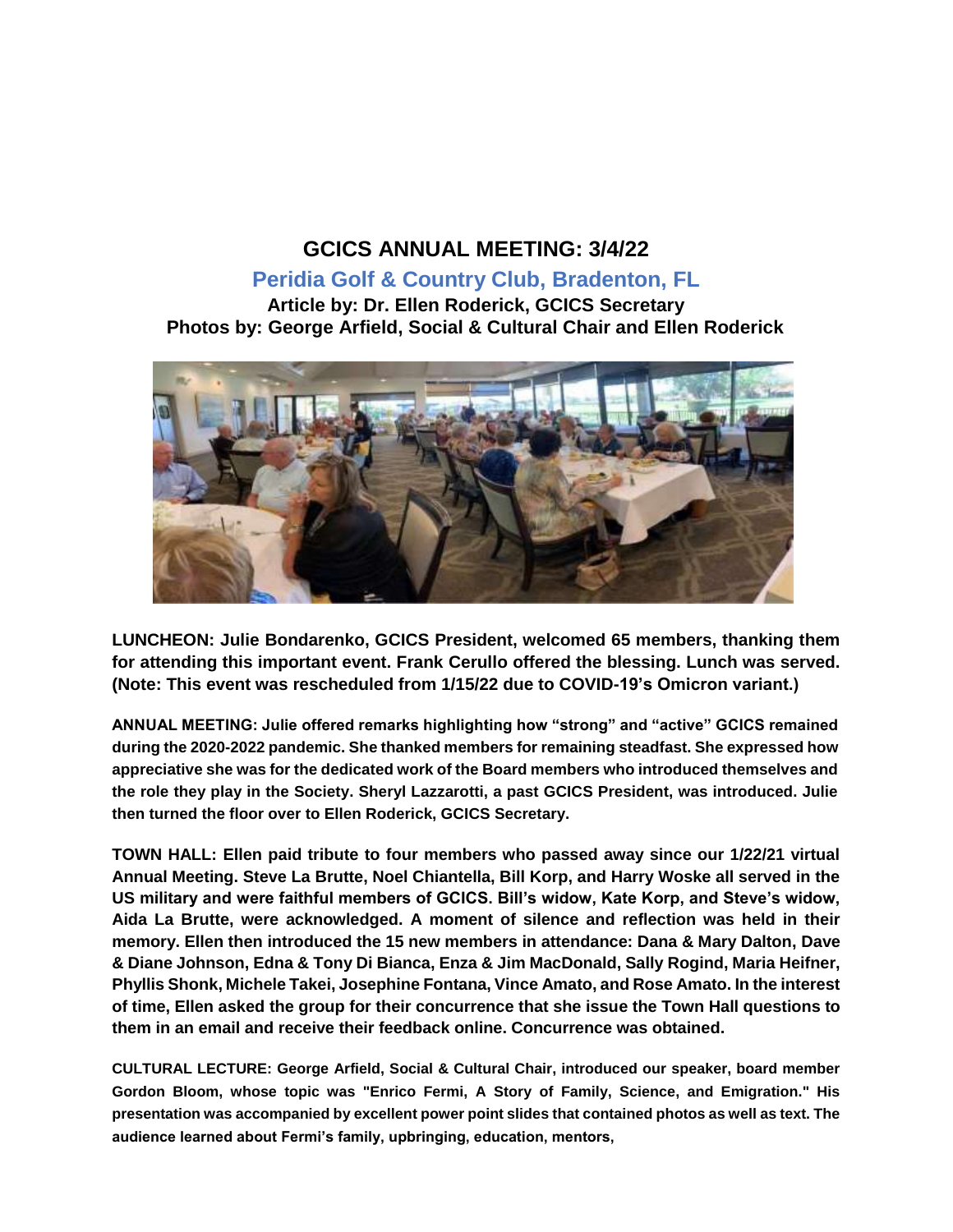# GCICS ANNUAL MEETING: 3/4/22

## Peridia Golf & Country Club, Bradenton, FL

**Article by: Dr. Ellen Roderick, GCICS Secretary**
**Photos by: George Arfield, Social & Cultural Chair and Ellen Roderick**

**LUNCHEON: Julie Bondarenko, GCICS President, welcomed 65 members, thanking them for attending this important event. Frank Cerullo offered the blessing. Lunch was served. (Note: This event was rescheduled from 1/15/22 due to COVID-19's Omicron variant.)**

**ANNUAL MEETING: Julie offered remarks highlighting how "strong" and "active" GCICS remained during the 2020-2022 pandemic. She thanked members for remaining steadfast. She expressed how appreciative she was for the dedicated work of the Board members who introduced themselves and the role they play in the Society. Sheryl Lazzarotti, a past GCICS President, was introduced. Julie then turned the floor over to Ellen Roderick, GCICS Secretary.**

**TOWN HALL: Ellen paid tribute to four members who passed away since our 1/22/21 virtual Annual Meeting. Steve La Brutte, Noel Chiantella, Bill Korp, and Harry Woske all served in the US military and were faithful members of GCICS. Bill's widow, Kate Korp, and Steve's widow, Aida La Brutte, were acknowledged. A moment of silence and reflection was held in their memory. Ellen then introduced the 15 new members in attendance: Dana & Mary Dalton, Dave & Diane Johnson, Edna & Tony Di Bianca, Enza & Jim MacDonald, Sally Rogind, Maria Heifner, Phyllis Shonk, Michele Takei, Josephine Fontana, Vince Amato, and Rose Amato. In the interest of time, Ellen asked the group for their concurrence that she issue the Town Hall questions to them in an email and receive their feedback online. Concurrence was obtained.**

**CULTURAL LECTURE: George Arfield, Social & Cultural Chair, introduced our speaker, board member Gordon Bloom, whose topic was "Enrico Fermi, A Story of Family, Science, and Emigration." His presentation was accompanied by excellent power point slides that contained photos as well as text. The audience learned about Fermi's family, upbringing, education, mentors,**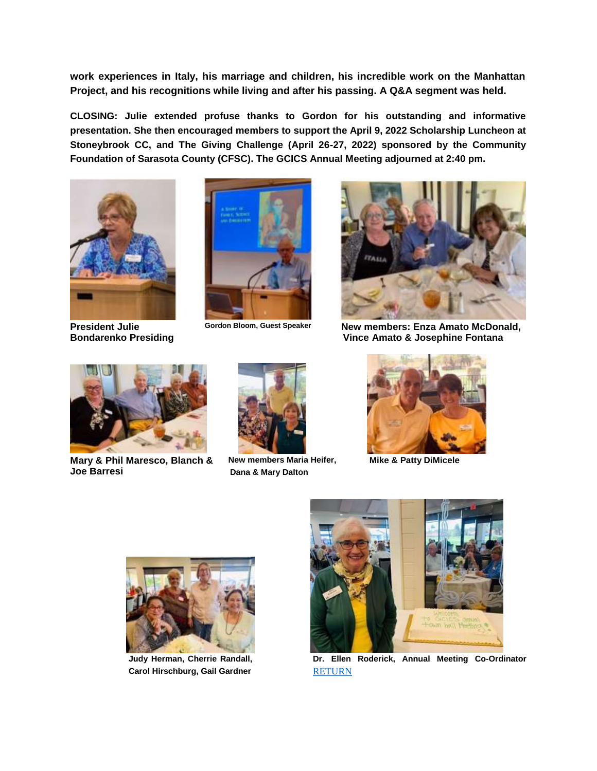**work experiences in Italy, his marriage and children, his incredible work on the Manhattan Project, and his recognitions while living and after his passing. A Q&A segment was held.**

**CLOSING: Julie extended profuse thanks to Gordon for his outstanding and informative presentation. She then encouraged members to support the April 9, 2022 Scholarship Luncheon at Stoneybrook CC, and The Giving Challenge (April 26-27, 2022) sponsored by the Community Foundation of Sarasota County (CFSC). The GCICS Annual Meeting adjourned at 2:40 pm.**

**President Julie Bondarenko Presiding**

**Gordon Bloom, Guest Speaker**

**New members: Enza Amato McDonald, Vince Amato & Josephine Fontana**

**Mary & Phil Maresco, Blanch & Joe Barresi**

**New members Maria Heifer, Dana & Mary Dalton**

**Mike & Patty DiMicele**

**Judy Herman, Cherrie Randall, Carol Hirschburg, Gail Gardner**

**Dr. Ellen Roderick, Annual Meeting Co-Ordinator**

RETURN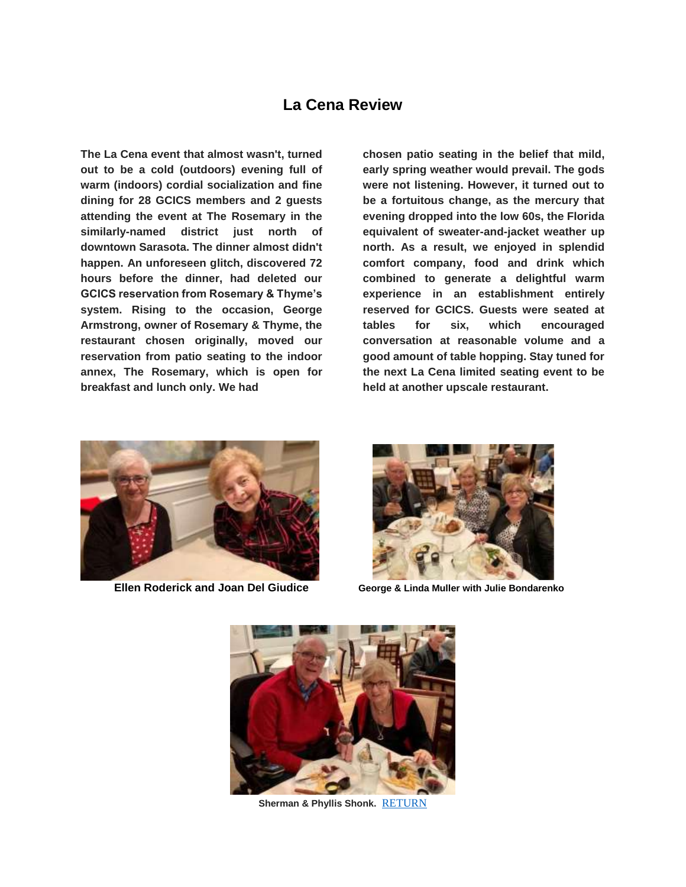# La Cena Review

**The La Cena event that almost wasn't, turned out to be a cold (outdoors) evening full of warm (indoors) cordial socialization and fine dining for 28 GCICS members and 2 guests attending the event at The Rosemary in the similarly-named district just north of downtown Sarasota. The dinner almost didn't happen. An unforeseen glitch, discovered 72 hours before the dinner, had deleted our GCICS reservation from Rosemary & Thyme's system. Rising to the occasion, George Armstrong, owner of Rosemary & Thyme, the restaurant chosen originally, moved our reservation from patio seating to the indoor annex, The Rosemary, which is open for breakfast and lunch only. We had chosen patio seating in the belief that mild, early spring weather would prevail. The gods were not listening. However, it turned out to be a fortuitous change, as the mercury that evening dropped into the low 60s, the Florida equivalent of sweater-and-jacket weather up north. As a result, we enjoyed in splendid comfort company, food and drink which combined to generate a delightful warm experience in an establishment entirely reserved for GCICS. Guests were seated at tables for six, which encouraged conversation at reasonable volume and a good amount of table hopping. Stay tuned for the next La Cena limited seating event to be held at another upscale restaurant.**

**Ellen Roderick and Joan Del Giudice**

**George & Linda Muller with Julie Bondarenko**

**Sherman & Phyllis Shonk.** RETURN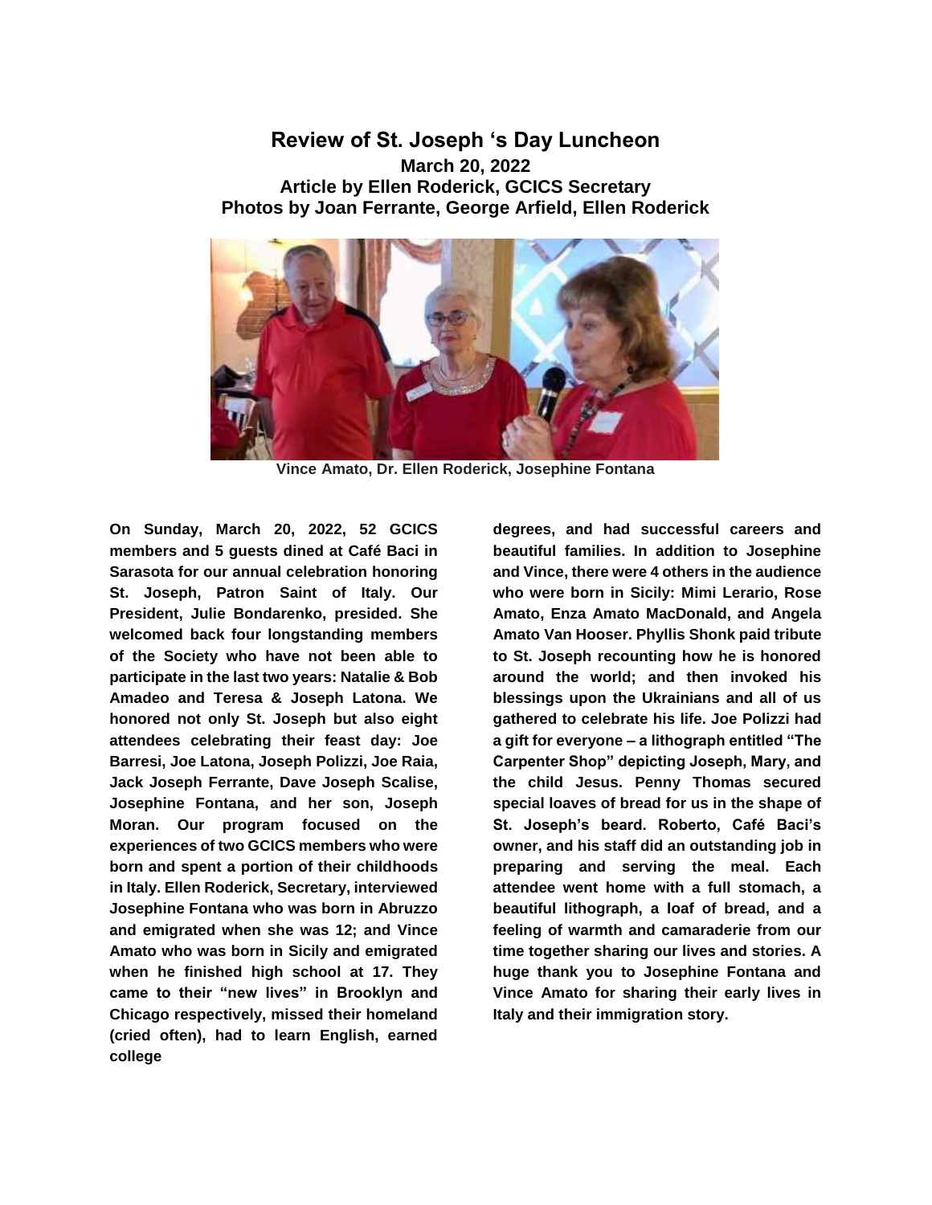# Review of St. Joseph 's Day Luncheon

**March 20, 2022**
**Article by Ellen Roderick, GCICS Secretary**
**Photos by Joan Ferrante, George Arfield, Ellen Roderick**

**Vince Amato, Dr. Ellen Roderick, Josephine Fontana**

**On Sunday, March 20, 2022, 52 GCICS members and 5 guests dined at Café Baci in Sarasota for our annual celebration honoring St. Joseph, Patron Saint of Italy. Our President, Julie Bondarenko, presided. She welcomed back four longstanding members of the Society who have not been able to participate in the last two years: Natalie & Bob Amadeo and Teresa & Joseph Latona. We honored not only St. Joseph but also eight attendees celebrating their feast day: Joe Barresi, Joe Latona, Joseph Polizzi, Joe Raia, Jack Joseph Ferrante, Dave Joseph Scalise, Josephine Fontana, and her son, Joseph Moran. Our program focused on the experiences of two GCICS members who were born and spent a portion of their childhoods in Italy. Ellen Roderick, Secretary, interviewed Josephine Fontana who was born in Abruzzo and emigrated when she was 12; and Vince Amato who was born in Sicily and emigrated when he finished high school at 17. They came to their "new lives" in Brooklyn and Chicago respectively, missed their homeland (cried often), had to learn English, earned college degrees, and had successful careers and beautiful families. In addition to Josephine and Vince, there were 4 others in the audience who were born in Sicily: Mimi Lerario, Rose Amato, Enza Amato MacDonald, and Angela Amato Van Hooser. Phyllis Shonk paid tribute to St. Joseph recounting how he is honored around the world; and then invoked his blessings upon the Ukrainians and all of us gathered to celebrate his life. Joe Polizzi had a gift for everyone – a lithograph entitled "The Carpenter Shop" depicting Joseph, Mary, and the child Jesus. Penny Thomas secured special loaves of bread for us in the shape of St. Joseph's beard. Roberto, Café Baci's owner, and his staff did an outstanding job in preparing and serving the meal. Each attendee went home with a full stomach, a beautiful lithograph, a loaf of bread, and a feeling of warmth and camaraderie from our time together sharing our lives and stories. A huge thank you to Josephine Fontana and Vince Amato for sharing their early lives in Italy and their immigration story.**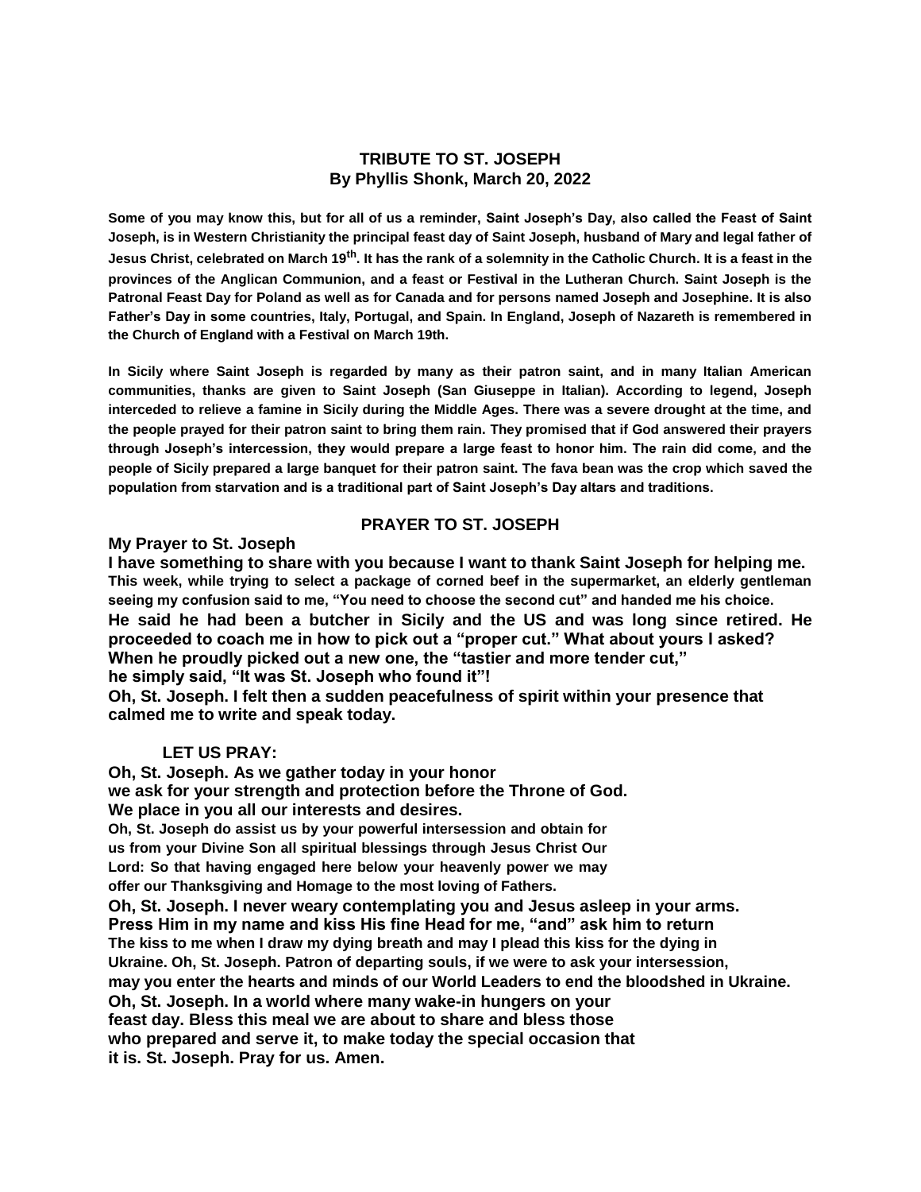# TRIBUTE TO ST. JOSEPH
## By Phyllis Shonk, March 20, 2022

**Some of you may know this, but for all of us a reminder, Saint Joseph's Day, also called the Feast of Saint Joseph, is in Western Christianity the principal feast day of Saint Joseph, husband of Mary and legal father of Jesus Christ, celebrated on March 19th. It has the rank of a solemnity in the Catholic Church. It is a feast in the provinces of the Anglican Communion, and a feast or Festival in the Lutheran Church. Saint Joseph is the Patronal Feast Day for Poland as well as for Canada and for persons named Joseph and Josephine. It is also Father's Day in some countries, Italy, Portugal, and Spain. In England, Joseph of Nazareth is remembered in the Church of England with a Festival on March 19th.**

**In Sicily where Saint Joseph is regarded by many as their patron saint, and in many Italian American communities, thanks are given to Saint Joseph (San Giuseppe in Italian). According to legend, Joseph interceded to relieve a famine in Sicily during the Middle Ages. There was a severe drought at the time, and the people prayed for their patron saint to bring them rain. They promised that if God answered their prayers through Joseph's intercession, they would prepare a large feast to honor him. The rain did come, and the people of Sicily prepared a large banquet for their patron saint. The fava bean was the crop which saved the population from starvation and is a traditional part of Saint Joseph's Day altars and traditions.**

## PRAYER TO ST. JOSEPH

**My Prayer to St. Joseph**

**I have something to share with you because I want to thank Saint Joseph for helping me. This week, while trying to select a package of corned beef in the supermarket, an elderly gentleman seeing my confusion said to me, "You need to choose the second cut" and handed me his choice. He said he had been a butcher in Sicily and the US and was long since retired. He proceeded to coach me in how to pick out a "proper cut." What about yours I asked? When he proudly picked out a new one, the "tastier and more tender cut," he simply said, "It was St. Joseph who found it"!**

**Oh, St. Joseph. I felt then a sudden peacefulness of spirit within your presence that calmed me to write and speak today.**

**LET US PRAY:**

**Oh, St. Joseph. As we gather today in your honor**
**we ask for your strength and protection before the Throne of God.**
**We place in you all our interests and desires.**
**Oh, St. Joseph do assist us by your powerful intersession and obtain for us from your Divine Son all spiritual blessings through Jesus Christ Our Lord: So that having engaged here below your heavenly power we may offer our Thanksgiving and Homage to the most loving of Fathers.**
**Oh, St. Joseph. I never weary contemplating you and Jesus asleep in your arms.**
**Press Him in my name and kiss His fine Head for me, "and" ask him to return The kiss to me when I draw my dying breath and may I plead this kiss for the dying in Ukraine. Oh, St. Joseph. Patron of departing souls, if we were to ask your intersession, may you enter the hearts and minds of our World Leaders to end the bloodshed in Ukraine.**
**Oh, St. Joseph. In a world where many wake-in hungers on your feast day. Bless this meal we are about to share and bless those who prepared and serve it, to make today the special occasion that it is. St. Joseph. Pray for us. Amen.**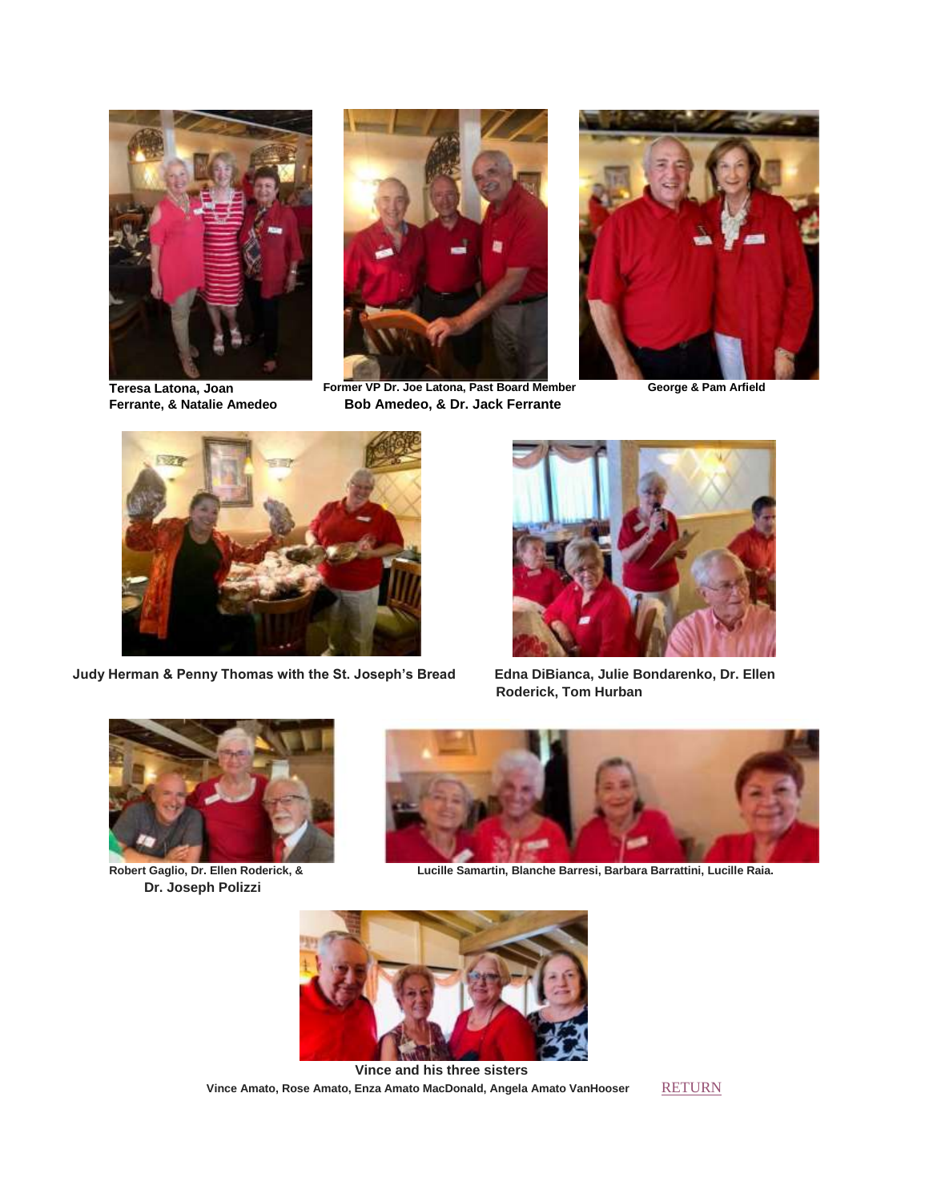Teresa Latona, Joan Ferrante, & Natalie Amedeo

Former VP Dr. Joe Latona, Past Board Member Bob Amedeo, & Dr. Jack Ferrante

George & Pam Arfield

Judy Herman & Penny Thomas with the St. Joseph's Bread

Edna DiBianca, Julie Bondarenko, Dr. Ellen Roderick, Tom Hurban

Robert Gaglio, Dr. Ellen Roderick, & Dr. Joseph Polizzi

Lucille Samartin, Blanche Barresi, Barbara Barrattini, Lucille Raia.

**Vince and his three sisters**

Vince Amato, Rose Amato, Enza Amato MacDonald, Angela Amato VanHooser

RETURN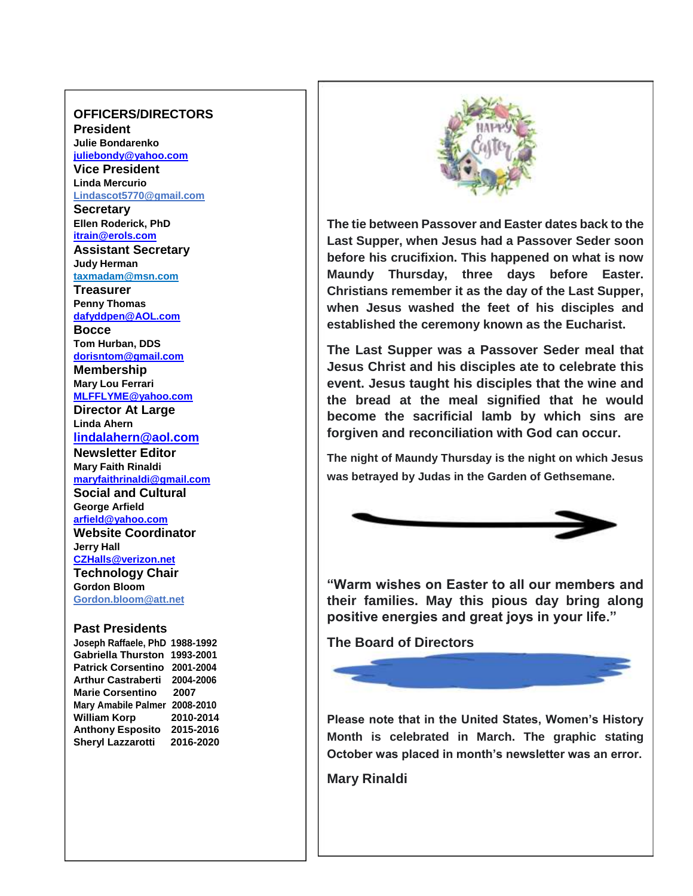## OFFICERS/DIRECTORS

### President
**Julie Bondarenko**
juliebondy@yahoo.com

### Vice President
**Linda Mercurio**
Lindascot5770@gmail.com

### Secretary
**Ellen Roderick, PhD**
itrain@erols.com

### Assistant Secretary
**Judy Herman**
taxmadam@msn.com

### Treasurer
**Penny Thomas**
dafyddpen@AOL.com

### Bocce
**Tom Hurban, DDS**
dorisntom@gmail.com

### Membership
**Mary Lou Ferrari**
MLFFLYME@yahoo.com

### Director At Large
**Linda Ahern**
lindalahern@aol.com

### Newsletter Editor
**Mary Faith Rinaldi**
maryfaithrinaldi@gmail.com

### Social and Cultural
**George Arfield**
arfield@yahoo.com

### Website Coordinator
**Jerry Hall**
CZHalls@verizon.net

### Technology Chair
**Gordon Bloom**
Gordon.bloom@att.net

### Past Presidents

| | |
|---|---|
| Joseph Raffaele, PhD | 1988-1992 |
| Gabriella Thurston | 1993-2001 |
| Patrick Corsentino | 2001-2004 |
| Arthur Castraberti | 2004-2006 |
| Marie Corsentino | 2007 |
| Mary Amabile Palmer | 2008-2010 |
| William Korp | 2010-2014 |
| Anthony Esposito | 2015-2016 |
| Sheryl Lazzarotti | 2016-2020 |

**The tie between Passover and Easter dates back to the Last Supper, when Jesus had a Passover Seder soon before his crucifixion. This happened on what is now Maundy Thursday, three days before Easter. Christians remember it as the day of the Last Supper, when Jesus washed the feet of his disciples and established the ceremony known as the Eucharist.**

**The Last Supper was a Passover Seder meal that Jesus Christ and his disciples ate to celebrate this event. Jesus taught his disciples that the wine and the bread at the meal signified that he would become the sacrificial lamb by which sins are forgiven and reconciliation with God can occur.**

**The night of Maundy Thursday is the night on which Jesus was betrayed by Judas in the Garden of Gethsemane.**

**"Warm wishes on Easter to all our members and their families. May this pious day bring along positive energies and great joys in your life."**

**The Board of Directors**

**Please note that in the United States, Women's History Month is celebrated in March. The graphic stating October was placed in month's newsletter was an error.**

**Mary Rinaldi**